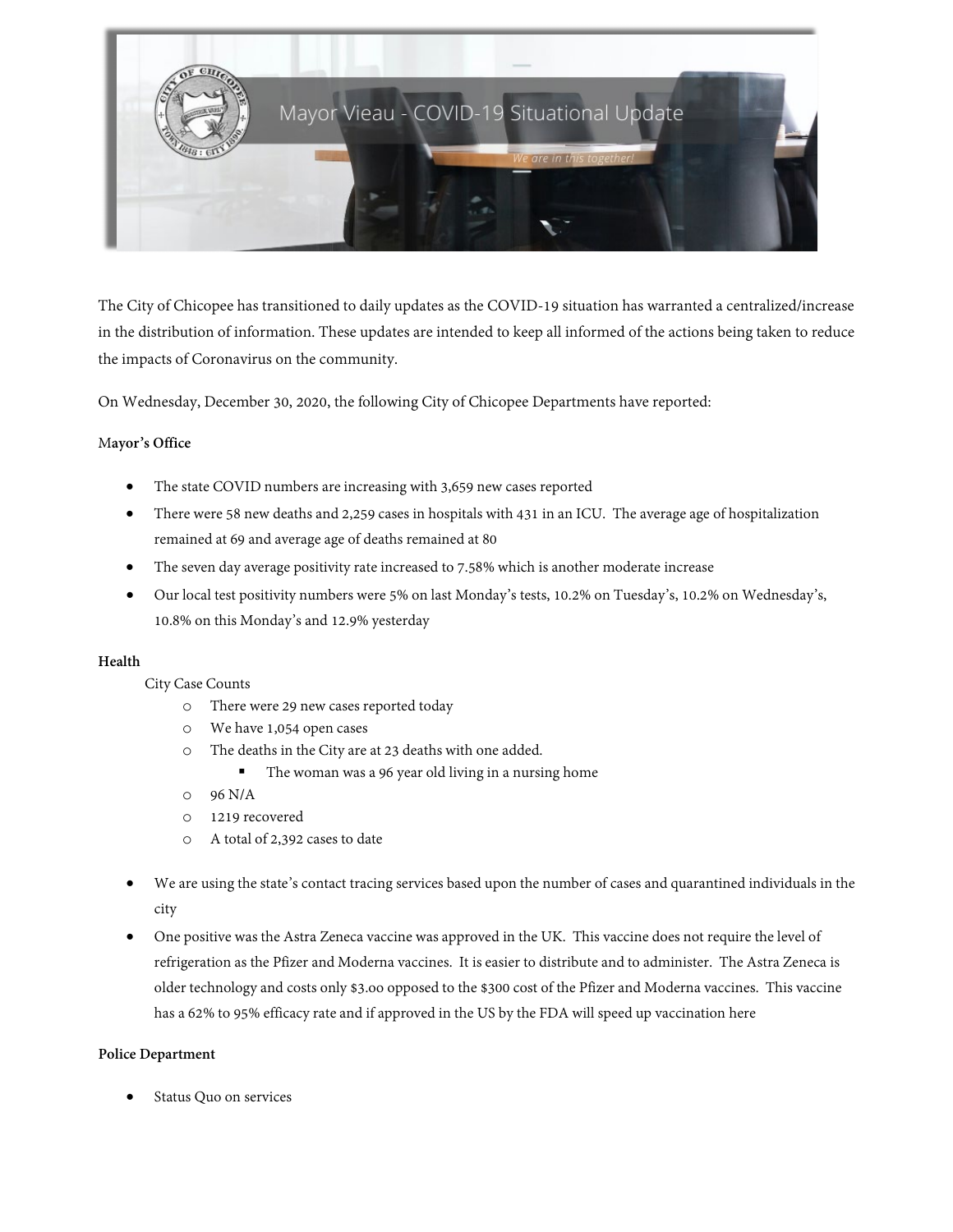# Mayor Vieau - COVID-19 Situational Update

*We are in this together!*

The City of Chicopee has transitioned to daily updates as the COVID-19 situation has warranted a centralized/increase in the distribution of information. These updates are intended to keep all informed of the actions being taken to reduce the impacts of Coronavirus on the community.

On Wednesday, December 30, 2020, the following City of Chicopee Departments have reported:

**Mayor's Office**

- The state COVID numbers are increasing with 3,659 new cases reported
- There were 58 new deaths and 2,259 cases in hospitals with 431 in an ICU. The average age of hospitalization remained at 69 and average age of deaths remained at 80
- The seven day average positivity rate increased to 7.58% which is another moderate increase
- Our local test positivity numbers were 5% on last Monday's tests, 10.2% on Tuesday's, 10.2% on Wednesday's, 10.8% on this Monday's and 12.9% yesterday

**Health**

City Case Counts

- There were 29 new cases reported today
- We have 1,054 open cases
- The deaths in the City are at 23 deaths with one added.
  - The woman was a 96 year old living in a nursing home
- 96 N/A
- 1219 recovered
- A total of 2,392 cases to date

- We are using the state's contact tracing services based upon the number of cases and quarantined individuals in the city
- One positive was the Astra Zeneca vaccine was approved in the UK. This vaccine does not require the level of refrigeration as the Pfizer and Moderna vaccines. It is easier to distribute and to administer. The Astra Zeneca is older technology and costs only $3.00 opposed to the $300 cost of the Pfizer and Moderna vaccines. This vaccine has a 62% to 95% efficacy rate and if approved in the US by the FDA will speed up vaccination here

**Police Department**

- Status Quo on services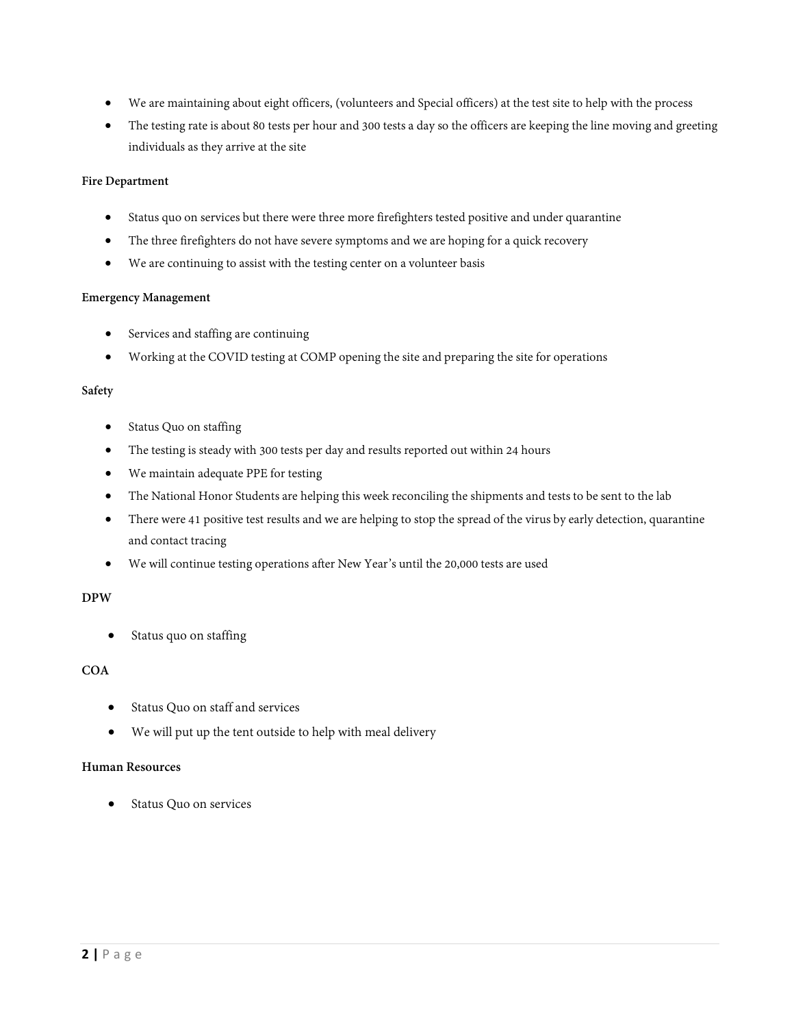- We are maintaining about eight officers, (volunteers and Special officers) at the test site to help with the process
- The testing rate is about 80 tests per hour and 300 tests a day so the officers are keeping the line moving and greeting individuals as they arrive at the site

**Fire Department**

- Status quo on services but there were three more firefighters tested positive and under quarantine
- The three firefighters do not have severe symptoms and we are hoping for a quick recovery
- We are continuing to assist with the testing center on a volunteer basis

**Emergency Management**

- Services and staffing are continuing
- Working at the COVID testing at COMP opening the site and preparing the site for operations

**Safety**

- Status Quo on staffing
- The testing is steady with 300 tests per day and results reported out within 24 hours
- We maintain adequate PPE for testing
- The National Honor Students are helping this week reconciling the shipments and tests to be sent to the lab
- There were 41 positive test results and we are helping to stop the spread of the virus by early detection, quarantine and contact tracing
- We will continue testing operations after New Year's until the 20,000 tests are used

**DPW**

- Status quo on staffing

**COA**

- Status Quo on staff and services
- We will put up the tent outside to help with meal delivery

**Human Resources**

- Status Quo on services